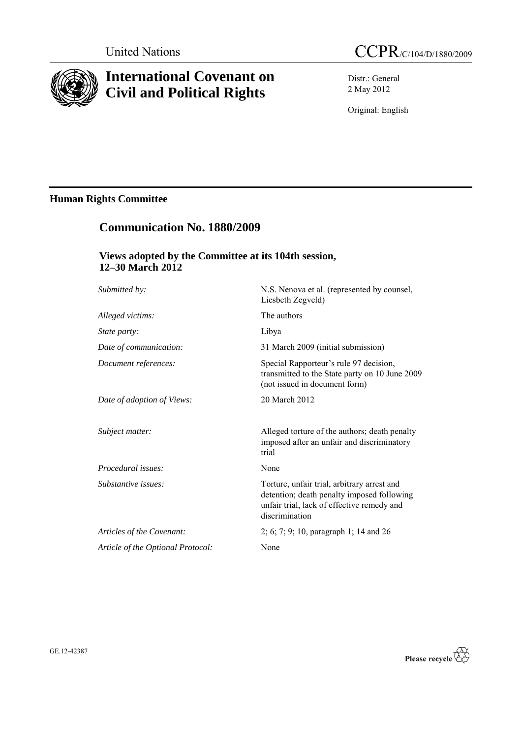United Nations

# CCPR/C/104/D/1880/2009

# International Covenant on Civil and Political Rights

Distr.: General
2 May 2012

Original: English

## Human Rights Committee

## Communication No. 1880/2009

### Views adopted by the Committee at its 104th session, 12–30 March 2012

| | |
|---|---|
| *Submitted by:* | N.S. Nenova et al. (represented by counsel, Liesbeth Zegveld) |
| *Alleged victims:* | The authors |
| *State party:* | Libya |
| *Date of communication:* | 31 March 2009 (initial submission) |
| *Document references:* | Special Rapporteur's rule 97 decision, transmitted to the State party on 10 June 2009 (not issued in document form) |
| *Date of adoption of Views:* | 20 March 2012 |
| *Subject matter:* | Alleged torture of the authors; death penalty imposed after an unfair and discriminatory trial |
| *Procedural issues:* | None |
| *Substantive issues:* | Torture, unfair trial, arbitrary arrest and detention; death penalty imposed following unfair trial, lack of effective remedy and discrimination |
| *Articles of the Covenant:* | 2; 6; 7; 9; 10, paragraph 1; 14 and 26 |
| *Article of the Optional Protocol:* | None |

GE.12-42387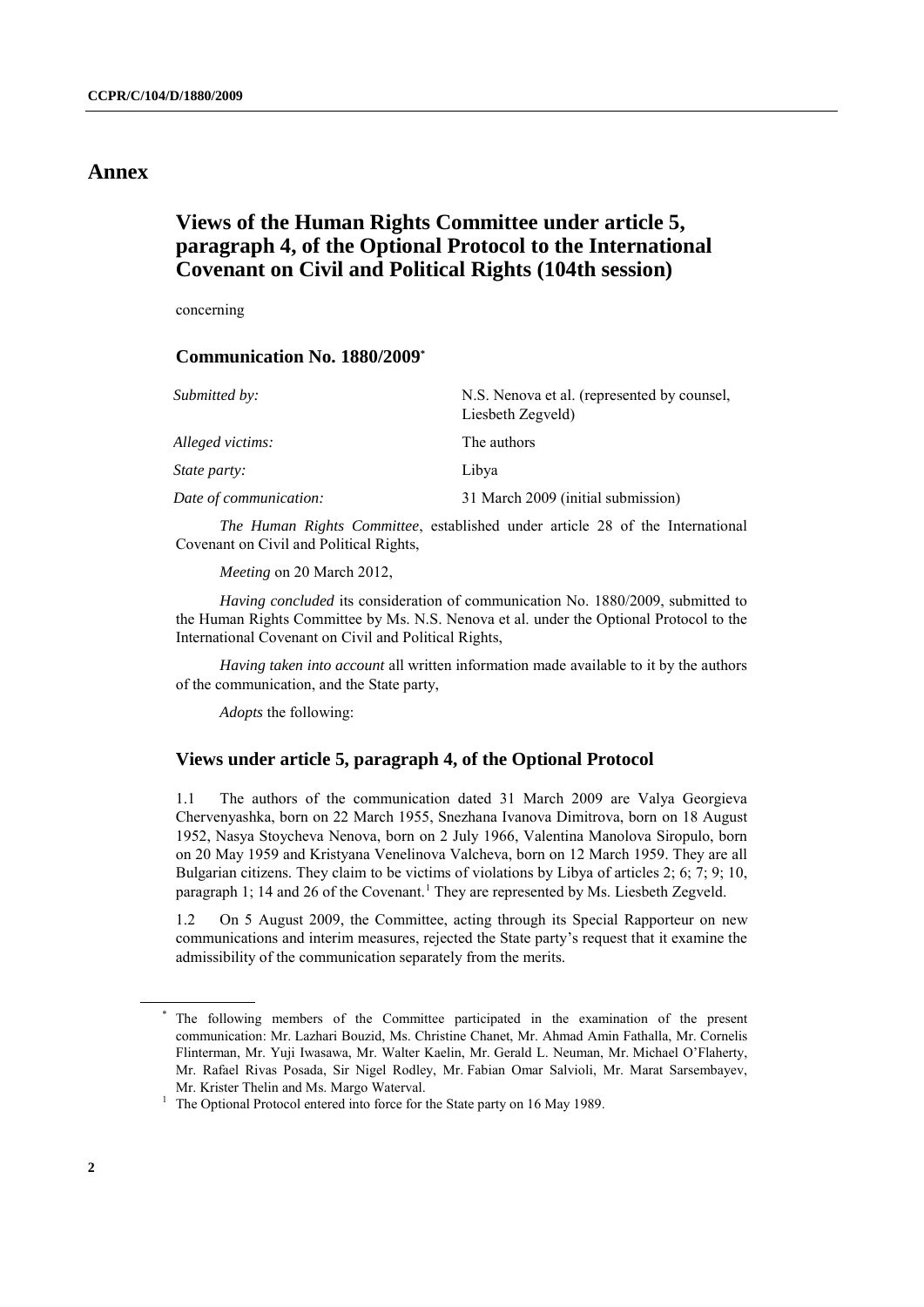# Annex

## Views of the Human Rights Committee under article 5, paragraph 4, of the Optional Protocol to the International Covenant on Civil and Political Rights (104th session)

concerning

### Communication No. 1880/2009*

| | |
|---|---|
| *Submitted by:* | N.S. Nenova et al. (represented by counsel, Liesbeth Zegveld) |
| *Alleged victims:* | The authors |
| *State party:* | Libya |
| *Date of communication:* | 31 March 2009 (initial submission) |

*The Human Rights Committee*, established under article 28 of the International Covenant on Civil and Political Rights,

*Meeting* on 20 March 2012,

*Having concluded* its consideration of communication No. 1880/2009, submitted to the Human Rights Committee by Ms. N.S. Nenova et al. under the Optional Protocol to the International Covenant on Civil and Political Rights,

*Having taken into account* all written information made available to it by the authors of the communication, and the State party,

*Adopts* the following:

### Views under article 5, paragraph 4, of the Optional Protocol

1.1 The authors of the communication dated 31 March 2009 are Valya Georgieva Chervenyashka, born on 22 March 1955, Snezhana Ivanova Dimitrova, born on 18 August 1952, Nasya Stoycheva Nenova, born on 2 July 1966, Valentina Manolova Siropulo, born on 20 May 1959 and Kristyana Venelinova Valcheva, born on 12 March 1959. They are all Bulgarian citizens. They claim to be victims of violations by Libya of articles 2; 6; 7; 9; 10, paragraph 1; 14 and 26 of the Covenant.[1] They are represented by Ms. Liesbeth Zegveld.

1.2 On 5 August 2009, the Committee, acting through its Special Rapporteur on new communications and interim measures, rejected the State party's request that it examine the admissibility of the communication separately from the merits.

---

* The following members of the Committee participated in the examination of the present communication: Mr. Lazhari Bouzid, Ms. Christine Chanet, Mr. Ahmad Amin Fathalla, Mr. Cornelis Flinterman, Mr. Yuji Iwasawa, Mr. Walter Kaelin, Mr. Gerald L. Neuman, Mr. Michael O'Flaherty, Mr. Rafael Rivas Posada, Sir Nigel Rodley, Mr. Fabian Omar Salvioli, Mr. Marat Sarsembayev, Mr. Krister Thelin and Ms. Margo Waterval.

[1] The Optional Protocol entered into force for the State party on 16 May 1989.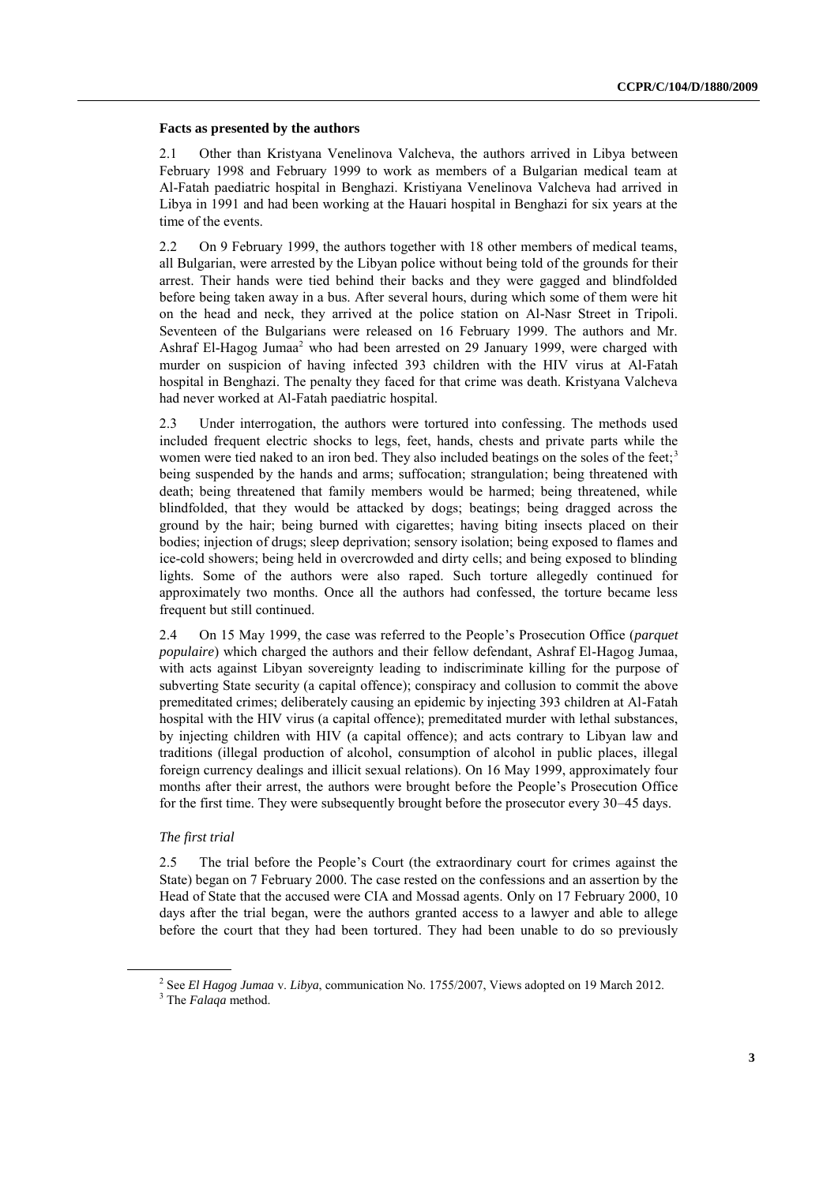### Facts as presented by the authors

2.1 Other than Kristyana Venelinova Valcheva, the authors arrived in Libya between February 1998 and February 1999 to work as members of a Bulgarian medical team at Al-Fatah paediatric hospital in Benghazi. Kristiyana Venelinova Valcheva had arrived in Libya in 1991 and had been working at the Hauari hospital in Benghazi for six years at the time of the events.

2.2 On 9 February 1999, the authors together with 18 other members of medical teams, all Bulgarian, were arrested by the Libyan police without being told of the grounds for their arrest. Their hands were tied behind their backs and they were gagged and blindfolded before being taken away in a bus. After several hours, during which some of them were hit on the head and neck, they arrived at the police station on Al-Nasr Street in Tripoli. Seventeen of the Bulgarians were released on 16 February 1999. The authors and Mr. Ashraf El-Hagog Jumaa[2] who had been arrested on 29 January 1999, were charged with murder on suspicion of having infected 393 children with the HIV virus at Al-Fatah hospital in Benghazi. The penalty they faced for that crime was death. Kristyana Valcheva had never worked at Al-Fatah paediatric hospital.

2.3 Under interrogation, the authors were tortured into confessing. The methods used included frequent electric shocks to legs, feet, hands, chests and private parts while the women were tied naked to an iron bed. They also included beatings on the soles of the feet;[3] being suspended by the hands and arms; suffocation; strangulation; being threatened with death; being threatened that family members would be harmed; being threatened, while blindfolded, that they would be attacked by dogs; beatings; being dragged across the ground by the hair; being burned with cigarettes; having biting insects placed on their bodies; injection of drugs; sleep deprivation; sensory isolation; being exposed to flames and ice-cold showers; being held in overcrowded and dirty cells; and being exposed to blinding lights. Some of the authors were also raped. Such torture allegedly continued for approximately two months. Once all the authors had confessed, the torture became less frequent but still continued.

2.4 On 15 May 1999, the case was referred to the People's Prosecution Office (*parquet populaire*) which charged the authors and their fellow defendant, Ashraf El-Hagog Jumaa, with acts against Libyan sovereignty leading to indiscriminate killing for the purpose of subverting State security (a capital offence); conspiracy and collusion to commit the above premeditated crimes; deliberately causing an epidemic by injecting 393 children at Al-Fatah hospital with the HIV virus (a capital offence); premeditated murder with lethal substances, by injecting children with HIV (a capital offence); and acts contrary to Libyan law and traditions (illegal production of alcohol, consumption of alcohol in public places, illegal foreign currency dealings and illicit sexual relations). On 16 May 1999, approximately four months after their arrest, the authors were brought before the People's Prosecution Office for the first time. They were subsequently brought before the prosecutor every 30–45 days.

#### *The first trial*

2.5 The trial before the People's Court (the extraordinary court for crimes against the State) began on 7 February 2000. The case rested on the confessions and an assertion by the Head of State that the accused were CIA and Mossad agents. Only on 17 February 2000, 10 days after the trial began, were the authors granted access to a lawyer and able to allege before the court that they had been tortured. They had been unable to do so previously

---

[2] See *El Hagog Jumaa* v. *Libya*, communication No. 1755/2007, Views adopted on 19 March 2012.

[3] The *Falaqa* method.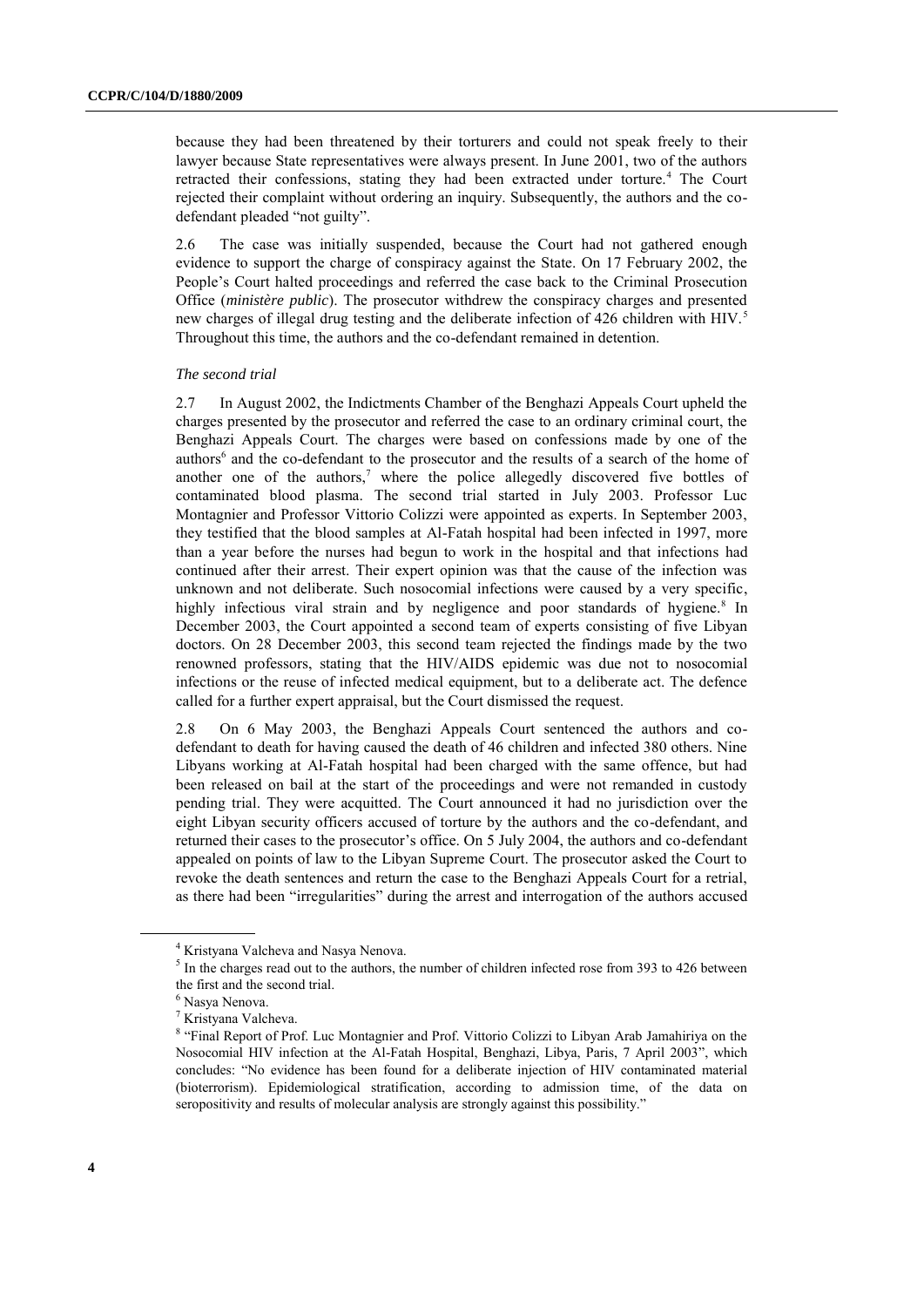because they had been threatened by their torturers and could not speak freely to their lawyer because State representatives were always present. In June 2001, two of the authors retracted their confessions, stating they had been extracted under torture.[4] The Court rejected their complaint without ordering an inquiry. Subsequently, the authors and the co-defendant pleaded "not guilty".

2.6 The case was initially suspended, because the Court had not gathered enough evidence to support the charge of conspiracy against the State. On 17 February 2002, the People's Court halted proceedings and referred the case back to the Criminal Prosecution Office (*ministère public*). The prosecutor withdrew the conspiracy charges and presented new charges of illegal drug testing and the deliberate infection of 426 children with HIV.[5] Throughout this time, the authors and the co-defendant remained in detention.

*The second trial*

2.7 In August 2002, the Indictments Chamber of the Benghazi Appeals Court upheld the charges presented by the prosecutor and referred the case to an ordinary criminal court, the Benghazi Appeals Court. The charges were based on confessions made by one of the authors[6] and the co-defendant to the prosecutor and the results of a search of the home of another one of the authors,[7] where the police allegedly discovered five bottles of contaminated blood plasma. The second trial started in July 2003. Professor Luc Montagnier and Professor Vittorio Colizzi were appointed as experts. In September 2003, they testified that the blood samples at Al-Fatah hospital had been infected in 1997, more than a year before the nurses had begun to work in the hospital and that infections had continued after their arrest. Their expert opinion was that the cause of the infection was unknown and not deliberate. Such nosocomial infections were caused by a very specific, highly infectious viral strain and by negligence and poor standards of hygiene.[8] In December 2003, the Court appointed a second team of experts consisting of five Libyan doctors. On 28 December 2003, this second team rejected the findings made by the two renowned professors, stating that the HIV/AIDS epidemic was due not to nosocomial infections or the reuse of infected medical equipment, but to a deliberate act. The defence called for a further expert appraisal, but the Court dismissed the request.

2.8 On 6 May 2003, the Benghazi Appeals Court sentenced the authors and co-defendant to death for having caused the death of 46 children and infected 380 others. Nine Libyans working at Al-Fatah hospital had been charged with the same offence, but had been released on bail at the start of the proceedings and were not remanded in custody pending trial. They were acquitted. The Court announced it had no jurisdiction over the eight Libyan security officers accused of torture by the authors and the co-defendant, and returned their cases to the prosecutor's office. On 5 July 2004, the authors and co-defendant appealed on points of law to the Libyan Supreme Court. The prosecutor asked the Court to revoke the death sentences and return the case to the Benghazi Appeals Court for a retrial, as there had been "irregularities" during the arrest and interrogation of the authors accused

---

[4] Kristyana Valcheva and Nasya Nenova.

[5] In the charges read out to the authors, the number of children infected rose from 393 to 426 between the first and the second trial.

[6] Nasya Nenova.

[7] Kristyana Valcheva.

[8] "Final Report of Prof. Luc Montagnier and Prof. Vittorio Colizzi to Libyan Arab Jamahiriya on the Nosocomial HIV infection at the Al-Fatah Hospital, Benghazi, Libya, Paris, 7 April 2003", which concludes: "No evidence has been found for a deliberate injection of HIV contaminated material (bioterrorism). Epidemiological stratification, according to admission time, of the data on seropositivity and results of molecular analysis are strongly against this possibility."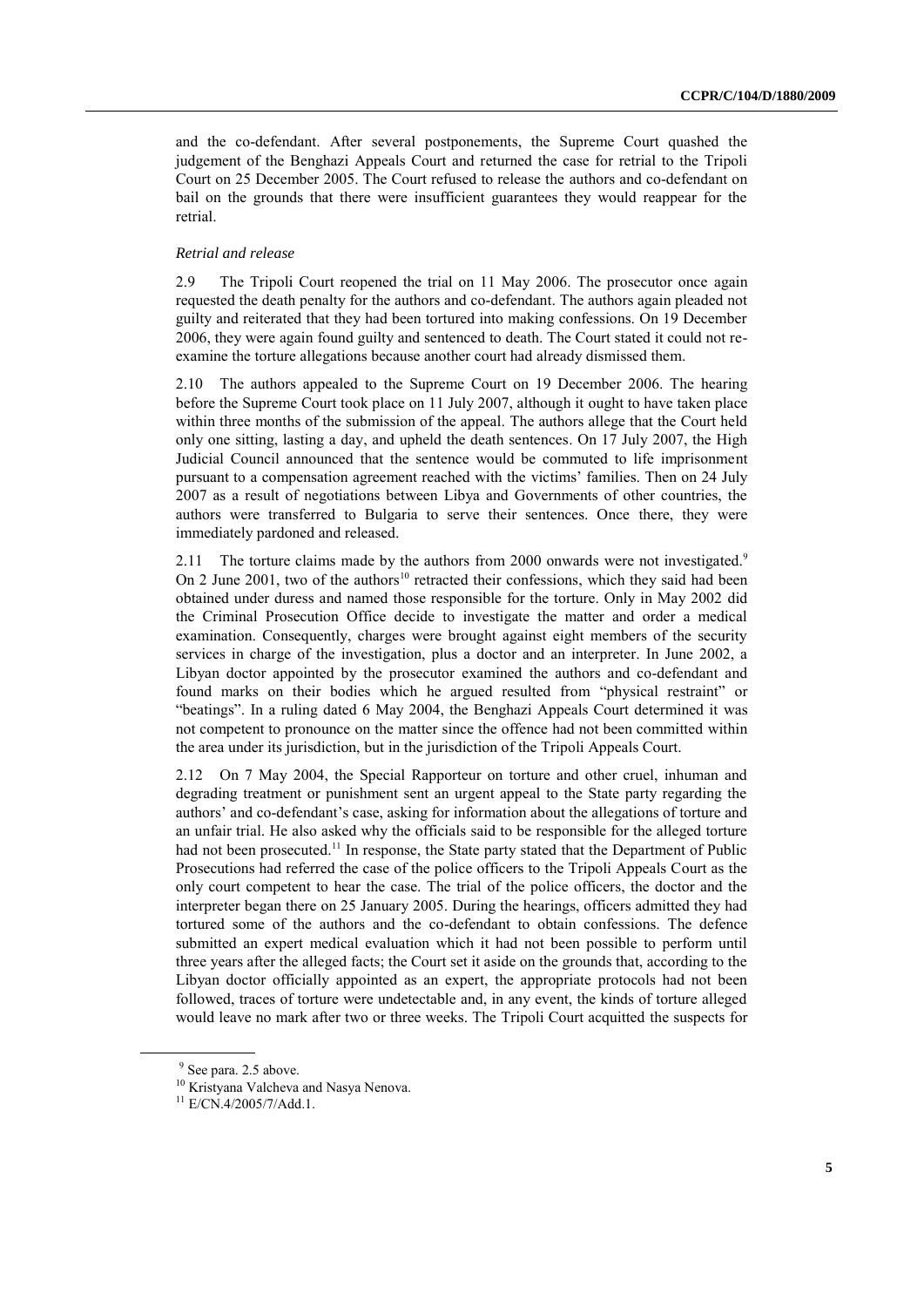and the co-defendant. After several postponements, the Supreme Court quashed the judgement of the Benghazi Appeals Court and returned the case for retrial to the Tripoli Court on 25 December 2005. The Court refused to release the authors and co-defendant on bail on the grounds that there were insufficient guarantees they would reappear for the retrial.

*Retrial and release*

2.9 The Tripoli Court reopened the trial on 11 May 2006. The prosecutor once again requested the death penalty for the authors and co-defendant. The authors again pleaded not guilty and reiterated that they had been tortured into making confessions. On 19 December 2006, they were again found guilty and sentenced to death. The Court stated it could not re-examine the torture allegations because another court had already dismissed them.

2.10 The authors appealed to the Supreme Court on 19 December 2006. The hearing before the Supreme Court took place on 11 July 2007, although it ought to have taken place within three months of the submission of the appeal. The authors allege that the Court held only one sitting, lasting a day, and upheld the death sentences. On 17 July 2007, the High Judicial Council announced that the sentence would be commuted to life imprisonment pursuant to a compensation agreement reached with the victims' families. Then on 24 July 2007 as a result of negotiations between Libya and Governments of other countries, the authors were transferred to Bulgaria to serve their sentences. Once there, they were immediately pardoned and released.

2.11 The torture claims made by the authors from 2000 onwards were not investigated.[9] On 2 June 2001, two of the authors[10] retracted their confessions, which they said had been obtained under duress and named those responsible for the torture. Only in May 2002 did the Criminal Prosecution Office decide to investigate the matter and order a medical examination. Consequently, charges were brought against eight members of the security services in charge of the investigation, plus a doctor and an interpreter. In June 2002, a Libyan doctor appointed by the prosecutor examined the authors and co-defendant and found marks on their bodies which he argued resulted from "physical restraint" or "beatings". In a ruling dated 6 May 2004, the Benghazi Appeals Court determined it was not competent to pronounce on the matter since the offence had not been committed within the area under its jurisdiction, but in the jurisdiction of the Tripoli Appeals Court.

2.12 On 7 May 2004, the Special Rapporteur on torture and other cruel, inhuman and degrading treatment or punishment sent an urgent appeal to the State party regarding the authors' and co-defendant's case, asking for information about the allegations of torture and an unfair trial. He also asked why the officials said to be responsible for the alleged torture had not been prosecuted.[11] In response, the State party stated that the Department of Public Prosecutions had referred the case of the police officers to the Tripoli Appeals Court as the only court competent to hear the case. The trial of the police officers, the doctor and the interpreter began there on 25 January 2005. During the hearings, officers admitted they had tortured some of the authors and the co-defendant to obtain confessions. The defence submitted an expert medical evaluation which it had not been possible to perform until three years after the alleged facts; the Court set it aside on the grounds that, according to the Libyan doctor officially appointed as an expert, the appropriate protocols had not been followed, traces of torture were undetectable and, in any event, the kinds of torture alleged would leave no mark after two or three weeks. The Tripoli Court acquitted the suspects for

---

[9] See para. 2.5 above.

[10] Kristyana Valcheva and Nasya Nenova.

[11] E/CN.4/2005/7/Add.1.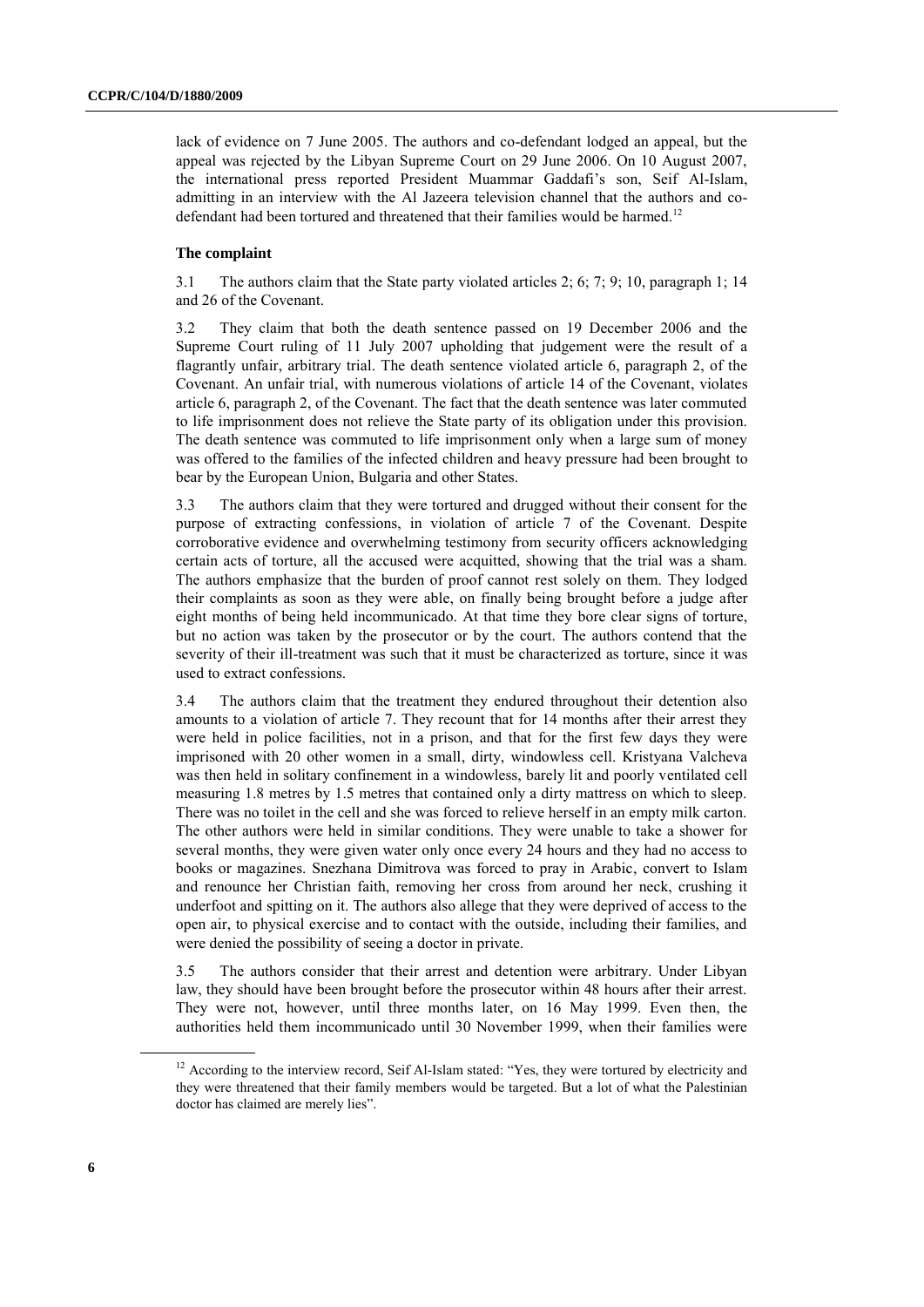lack of evidence on 7 June 2005. The authors and co-defendant lodged an appeal, but the appeal was rejected by the Libyan Supreme Court on 29 June 2006. On 10 August 2007, the international press reported President Muammar Gaddafi's son, Seif Al-Islam, admitting in an interview with the Al Jazeera television channel that the authors and co-defendant had been tortured and threatened that their families would be harmed.[12]

**The complaint**

3.1 The authors claim that the State party violated articles 2; 6; 7; 9; 10, paragraph 1; 14 and 26 of the Covenant.

3.2 They claim that both the death sentence passed on 19 December 2006 and the Supreme Court ruling of 11 July 2007 upholding that judgement were the result of a flagrantly unfair, arbitrary trial. The death sentence violated article 6, paragraph 2, of the Covenant. An unfair trial, with numerous violations of article 14 of the Covenant, violates article 6, paragraph 2, of the Covenant. The fact that the death sentence was later commuted to life imprisonment does not relieve the State party of its obligation under this provision. The death sentence was commuted to life imprisonment only when a large sum of money was offered to the families of the infected children and heavy pressure had been brought to bear by the European Union, Bulgaria and other States.

3.3 The authors claim that they were tortured and drugged without their consent for the purpose of extracting confessions, in violation of article 7 of the Covenant. Despite corroborative evidence and overwhelming testimony from security officers acknowledging certain acts of torture, all the accused were acquitted, showing that the trial was a sham. The authors emphasize that the burden of proof cannot rest solely on them. They lodged their complaints as soon as they were able, on finally being brought before a judge after eight months of being held incommunicado. At that time they bore clear signs of torture, but no action was taken by the prosecutor or by the court. The authors contend that the severity of their ill-treatment was such that it must be characterized as torture, since it was used to extract confessions.

3.4 The authors claim that the treatment they endured throughout their detention also amounts to a violation of article 7. They recount that for 14 months after their arrest they were held in police facilities, not in a prison, and that for the first few days they were imprisoned with 20 other women in a small, dirty, windowless cell. Kristyana Valcheva was then held in solitary confinement in a windowless, barely lit and poorly ventilated cell measuring 1.8 metres by 1.5 metres that contained only a dirty mattress on which to sleep. There was no toilet in the cell and she was forced to relieve herself in an empty milk carton. The other authors were held in similar conditions. They were unable to take a shower for several months, they were given water only once every 24 hours and they had no access to books or magazines. Snezhana Dimitrova was forced to pray in Arabic, convert to Islam and renounce her Christian faith, removing her cross from around her neck, crushing it underfoot and spitting on it. The authors also allege that they were deprived of access to the open air, to physical exercise and to contact with the outside, including their families, and were denied the possibility of seeing a doctor in private.

3.5 The authors consider that their arrest and detention were arbitrary. Under Libyan law, they should have been brought before the prosecutor within 48 hours after their arrest. They were not, however, until three months later, on 16 May 1999. Even then, the authorities held them incommunicado until 30 November 1999, when their families were

[12] According to the interview record, Seif Al-Islam stated: "Yes, they were tortured by electricity and they were threatened that their family members would be targeted. But a lot of what the Palestinian doctor has claimed are merely lies".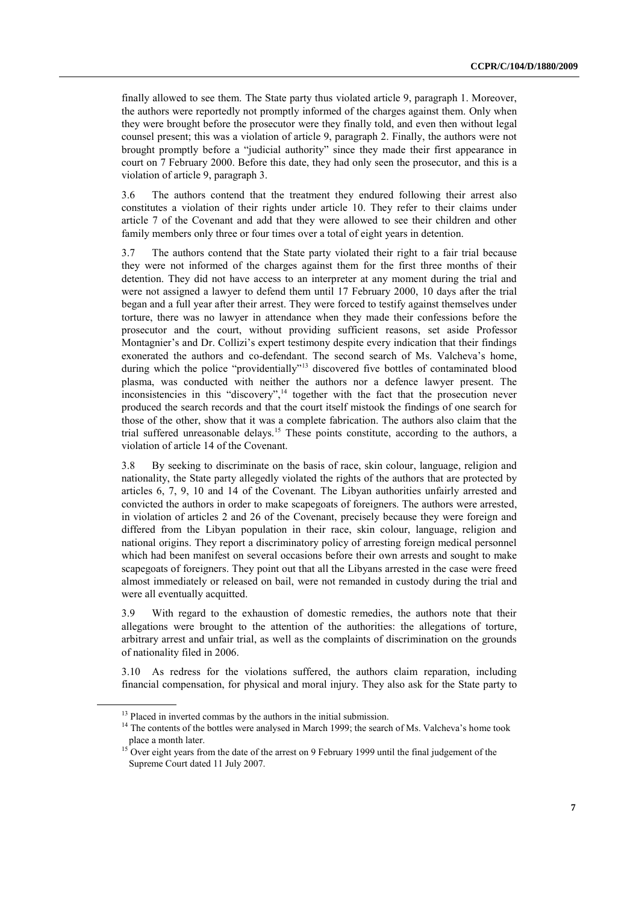finally allowed to see them. The State party thus violated article 9, paragraph 1. Moreover, the authors were reportedly not promptly informed of the charges against them. Only when they were brought before the prosecutor were they finally told, and even then without legal counsel present; this was a violation of article 9, paragraph 2. Finally, the authors were not brought promptly before a "judicial authority" since they made their first appearance in court on 7 February 2000. Before this date, they had only seen the prosecutor, and this is a violation of article 9, paragraph 3.

3.6 The authors contend that the treatment they endured following their arrest also constitutes a violation of their rights under article 10. They refer to their claims under article 7 of the Covenant and add that they were allowed to see their children and other family members only three or four times over a total of eight years in detention.

3.7 The authors contend that the State party violated their right to a fair trial because they were not informed of the charges against them for the first three months of their detention. They did not have access to an interpreter at any moment during the trial and were not assigned a lawyer to defend them until 17 February 2000, 10 days after the trial began and a full year after their arrest. They were forced to testify against themselves under torture, there was no lawyer in attendance when they made their confessions before the prosecutor and the court, without providing sufficient reasons, set aside Professor Montagnier's and Dr. Collizi's expert testimony despite every indication that their findings exonerated the authors and co-defendant. The second search of Ms. Valcheva's home, during which the police "providentially"[13] discovered five bottles of contaminated blood plasma, was conducted with neither the authors nor a defence lawyer present. The inconsistencies in this "discovery",[14] together with the fact that the prosecution never produced the search records and that the court itself mistook the findings of one search for those of the other, show that it was a complete fabrication. The authors also claim that the trial suffered unreasonable delays.[15] These points constitute, according to the authors, a violation of article 14 of the Covenant.

3.8 By seeking to discriminate on the basis of race, skin colour, language, religion and nationality, the State party allegedly violated the rights of the authors that are protected by articles 6, 7, 9, 10 and 14 of the Covenant. The Libyan authorities unfairly arrested and convicted the authors in order to make scapegoats of foreigners. The authors were arrested, in violation of articles 2 and 26 of the Covenant, precisely because they were foreign and differed from the Libyan population in their race, skin colour, language, religion and national origins. They report a discriminatory policy of arresting foreign medical personnel which had been manifest on several occasions before their own arrests and sought to make scapegoats of foreigners. They point out that all the Libyans arrested in the case were freed almost immediately or released on bail, were not remanded in custody during the trial and were all eventually acquitted.

3.9 With regard to the exhaustion of domestic remedies, the authors note that their allegations were brought to the attention of the authorities: the allegations of torture, arbitrary arrest and unfair trial, as well as the complaints of discrimination on the grounds of nationality filed in 2006.

3.10 As redress for the violations suffered, the authors claim reparation, including financial compensation, for physical and moral injury. They also ask for the State party to

[13] Placed in inverted commas by the authors in the initial submission.

[14] The contents of the bottles were analysed in March 1999; the search of Ms. Valcheva's home took place a month later.

[15] Over eight years from the date of the arrest on 9 February 1999 until the final judgement of the Supreme Court dated 11 July 2007.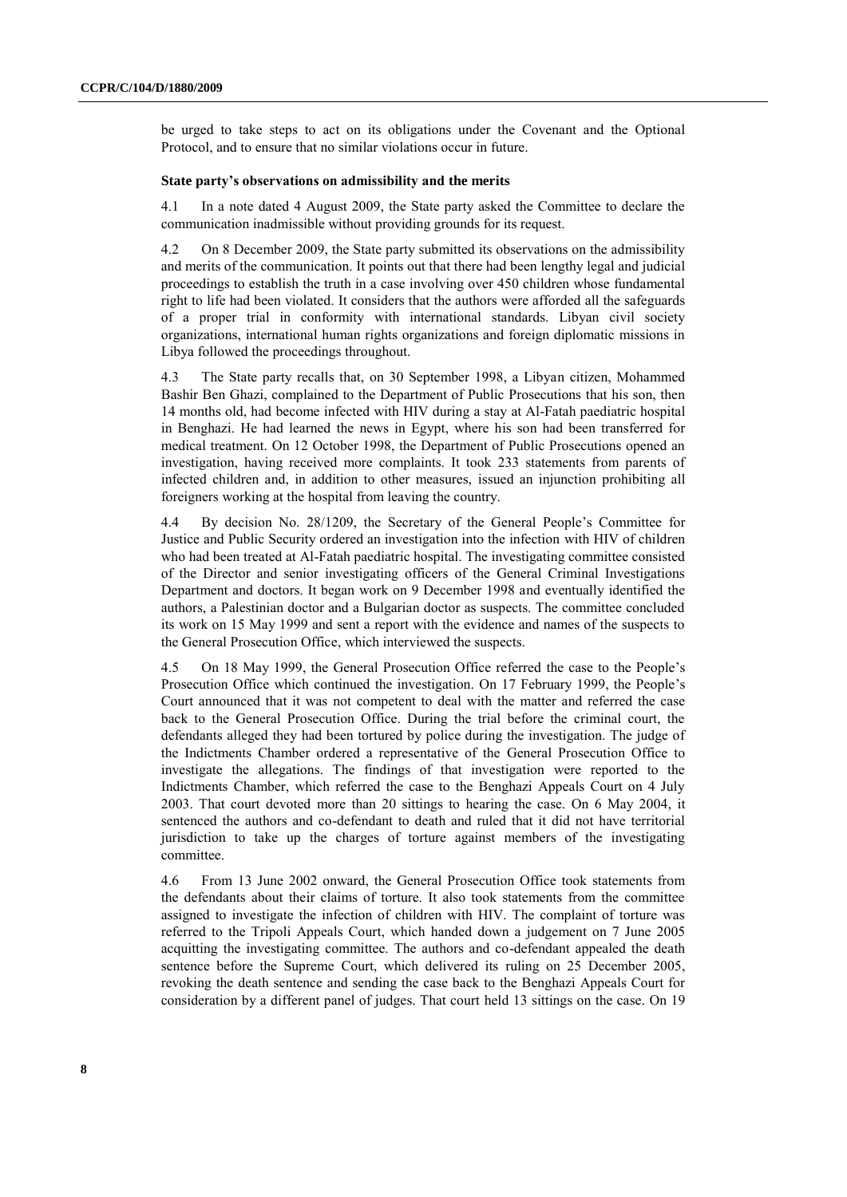be urged to take steps to act on its obligations under the Covenant and the Optional Protocol, and to ensure that no similar violations occur in future.

### State party's observations on admissibility and the merits

4.1 In a note dated 4 August 2009, the State party asked the Committee to declare the communication inadmissible without providing grounds for its request.

4.2 On 8 December 2009, the State party submitted its observations on the admissibility and merits of the communication. It points out that there had been lengthy legal and judicial proceedings to establish the truth in a case involving over 450 children whose fundamental right to life had been violated. It considers that the authors were afforded all the safeguards of a proper trial in conformity with international standards. Libyan civil society organizations, international human rights organizations and foreign diplomatic missions in Libya followed the proceedings throughout.

4.3 The State party recalls that, on 30 September 1998, a Libyan citizen, Mohammed Bashir Ben Ghazi, complained to the Department of Public Prosecutions that his son, then 14 months old, had become infected with HIV during a stay at Al-Fatah paediatric hospital in Benghazi. He had learned the news in Egypt, where his son had been transferred for medical treatment. On 12 October 1998, the Department of Public Prosecutions opened an investigation, having received more complaints. It took 233 statements from parents of infected children and, in addition to other measures, issued an injunction prohibiting all foreigners working at the hospital from leaving the country.

4.4 By decision No. 28/1209, the Secretary of the General People's Committee for Justice and Public Security ordered an investigation into the infection with HIV of children who had been treated at Al-Fatah paediatric hospital. The investigating committee consisted of the Director and senior investigating officers of the General Criminal Investigations Department and doctors. It began work on 9 December 1998 and eventually identified the authors, a Palestinian doctor and a Bulgarian doctor as suspects. The committee concluded its work on 15 May 1999 and sent a report with the evidence and names of the suspects to the General Prosecution Office, which interviewed the suspects.

4.5 On 18 May 1999, the General Prosecution Office referred the case to the People's Prosecution Office which continued the investigation. On 17 February 1999, the People's Court announced that it was not competent to deal with the matter and referred the case back to the General Prosecution Office. During the trial before the criminal court, the defendants alleged they had been tortured by police during the investigation. The judge of the Indictments Chamber ordered a representative of the General Prosecution Office to investigate the allegations. The findings of that investigation were reported to the Indictments Chamber, which referred the case to the Benghazi Appeals Court on 4 July 2003. That court devoted more than 20 sittings to hearing the case. On 6 May 2004, it sentenced the authors and co-defendant to death and ruled that it did not have territorial jurisdiction to take up the charges of torture against members of the investigating committee.

4.6 From 13 June 2002 onward, the General Prosecution Office took statements from the defendants about their claims of torture. It also took statements from the committee assigned to investigate the infection of children with HIV. The complaint of torture was referred to the Tripoli Appeals Court, which handed down a judgement on 7 June 2005 acquitting the investigating committee. The authors and co-defendant appealed the death sentence before the Supreme Court, which delivered its ruling on 25 December 2005, revoking the death sentence and sending the case back to the Benghazi Appeals Court for consideration by a different panel of judges. That court held 13 sittings on the case. On 19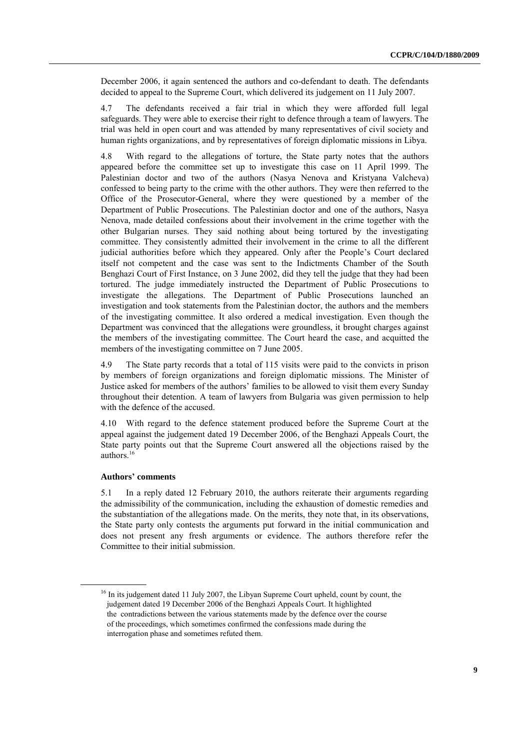December 2006, it again sentenced the authors and co-defendant to death. The defendants decided to appeal to the Supreme Court, which delivered its judgement on 11 July 2007.

4.7 The defendants received a fair trial in which they were afforded full legal safeguards. They were able to exercise their right to defence through a team of lawyers. The trial was held in open court and was attended by many representatives of civil society and human rights organizations, and by representatives of foreign diplomatic missions in Libya.

4.8 With regard to the allegations of torture, the State party notes that the authors appeared before the committee set up to investigate this case on 11 April 1999. The Palestinian doctor and two of the authors (Nasya Nenova and Kristyana Valcheva) confessed to being party to the crime with the other authors. They were then referred to the Office of the Prosecutor-General, where they were questioned by a member of the Department of Public Prosecutions. The Palestinian doctor and one of the authors, Nasya Nenova, made detailed confessions about their involvement in the crime together with the other Bulgarian nurses. They said nothing about being tortured by the investigating committee. They consistently admitted their involvement in the crime to all the different judicial authorities before which they appeared. Only after the People's Court declared itself not competent and the case was sent to the Indictments Chamber of the South Benghazi Court of First Instance, on 3 June 2002, did they tell the judge that they had been tortured. The judge immediately instructed the Department of Public Prosecutions to investigate the allegations. The Department of Public Prosecutions launched an investigation and took statements from the Palestinian doctor, the authors and the members of the investigating committee. It also ordered a medical investigation. Even though the Department was convinced that the allegations were groundless, it brought charges against the members of the investigating committee. The Court heard the case, and acquitted the members of the investigating committee on 7 June 2005.

4.9 The State party records that a total of 115 visits were paid to the convicts in prison by members of foreign organizations and foreign diplomatic missions. The Minister of Justice asked for members of the authors' families to be allowed to visit them every Sunday throughout their detention. A team of lawyers from Bulgaria was given permission to help with the defence of the accused.

4.10 With regard to the defence statement produced before the Supreme Court at the appeal against the judgement dated 19 December 2006, of the Benghazi Appeals Court, the State party points out that the Supreme Court answered all the objections raised by the authors.[16]

### Authors' comments

5.1 In a reply dated 12 February 2010, the authors reiterate their arguments regarding the admissibility of the communication, including the exhaustion of domestic remedies and the substantiation of the allegations made. On the merits, they note that, in its observations, the State party only contests the arguments put forward in the initial communication and does not present any fresh arguments or evidence. The authors therefore refer the Committee to their initial submission.

---

[16] In its judgement dated 11 July 2007, the Libyan Supreme Court upheld, count by count, the judgement dated 19 December 2006 of the Benghazi Appeals Court. It highlighted the contradictions between the various statements made by the defence over the course of the proceedings, which sometimes confirmed the confessions made during the interrogation phase and sometimes refuted them.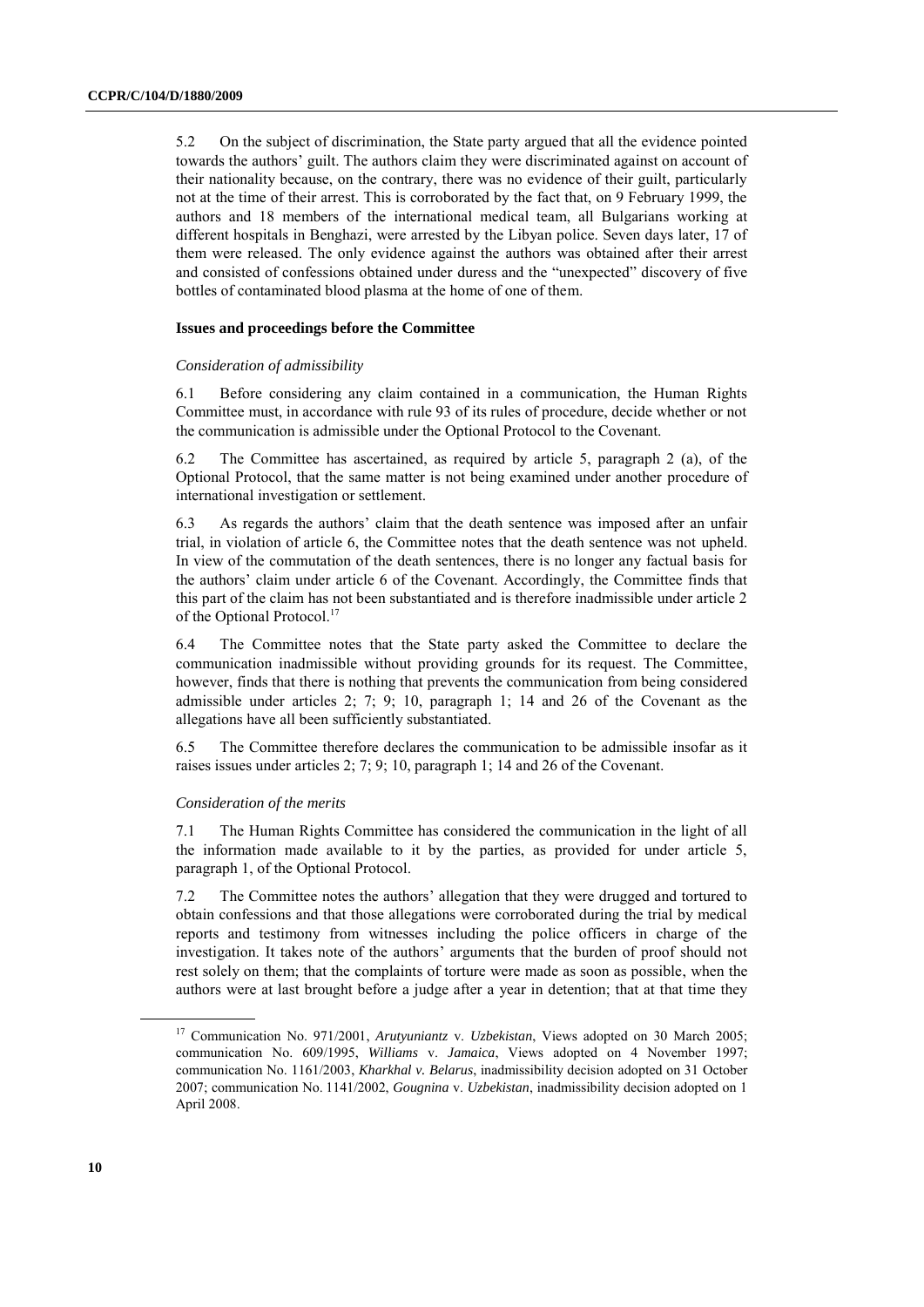5.2 On the subject of discrimination, the State party argued that all the evidence pointed towards the authors' guilt. The authors claim they were discriminated against on account of their nationality because, on the contrary, there was no evidence of their guilt, particularly not at the time of their arrest. This is corroborated by the fact that, on 9 February 1999, the authors and 18 members of the international medical team, all Bulgarians working at different hospitals in Benghazi, were arrested by the Libyan police. Seven days later, 17 of them were released. The only evidence against the authors was obtained after their arrest and consisted of confessions obtained under duress and the "unexpected" discovery of five bottles of contaminated blood plasma at the home of one of them.

### Issues and proceedings before the Committee

*Consideration of admissibility*

6.1 Before considering any claim contained in a communication, the Human Rights Committee must, in accordance with rule 93 of its rules of procedure, decide whether or not the communication is admissible under the Optional Protocol to the Covenant.

6.2 The Committee has ascertained, as required by article 5, paragraph 2 (a), of the Optional Protocol, that the same matter is not being examined under another procedure of international investigation or settlement.

6.3 As regards the authors' claim that the death sentence was imposed after an unfair trial, in violation of article 6, the Committee notes that the death sentence was not upheld. In view of the commutation of the death sentences, there is no longer any factual basis for the authors' claim under article 6 of the Covenant. Accordingly, the Committee finds that this part of the claim has not been substantiated and is therefore inadmissible under article 2 of the Optional Protocol.[17]

6.4 The Committee notes that the State party asked the Committee to declare the communication inadmissible without providing grounds for its request. The Committee, however, finds that there is nothing that prevents the communication from being considered admissible under articles 2; 7; 9; 10, paragraph 1; 14 and 26 of the Covenant as the allegations have all been sufficiently substantiated.

6.5 The Committee therefore declares the communication to be admissible insofar as it raises issues under articles 2; 7; 9; 10, paragraph 1; 14 and 26 of the Covenant.

*Consideration of the merits*

7.1 The Human Rights Committee has considered the communication in the light of all the information made available to it by the parties, as provided for under article 5, paragraph 1, of the Optional Protocol.

7.2 The Committee notes the authors' allegation that they were drugged and tortured to obtain confessions and that those allegations were corroborated during the trial by medical reports and testimony from witnesses including the police officers in charge of the investigation. It takes note of the authors' arguments that the burden of proof should not rest solely on them; that the complaints of torture were made as soon as possible, when the authors were at last brought before a judge after a year in detention; that at that time they

---

[17] Communication No. 971/2001, *Arutyuniantz* v. *Uzbekistan*, Views adopted on 30 March 2005; communication No. 609/1995, *Williams* v. *Jamaica*, Views adopted on 4 November 1997; communication No. 1161/2003, *Kharkhal v. Belarus*, inadmissibility decision adopted on 31 October 2007; communication No. 1141/2002, *Gougnina* v. *Uzbekistan*, inadmissibility decision adopted on 1 April 2008.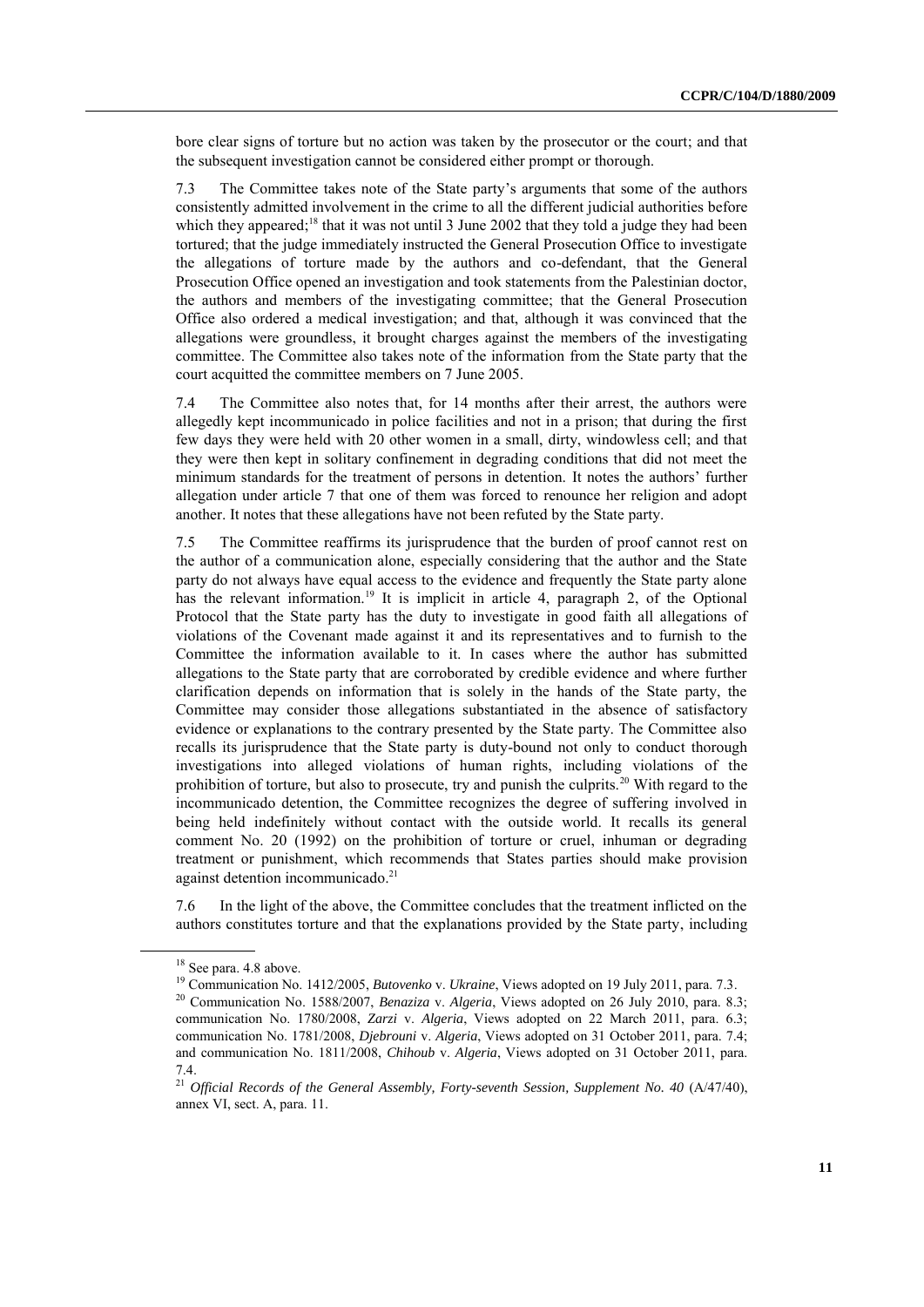bore clear signs of torture but no action was taken by the prosecutor or the court; and that the subsequent investigation cannot be considered either prompt or thorough.

7.3 The Committee takes note of the State party's arguments that some of the authors consistently admitted involvement in the crime to all the different judicial authorities before which they appeared;[18] that it was not until 3 June 2002 that they told a judge they had been tortured; that the judge immediately instructed the General Prosecution Office to investigate the allegations of torture made by the authors and co-defendant, that the General Prosecution Office opened an investigation and took statements from the Palestinian doctor, the authors and members of the investigating committee; that the General Prosecution Office also ordered a medical investigation; and that, although it was convinced that the allegations were groundless, it brought charges against the members of the investigating committee. The Committee also takes note of the information from the State party that the court acquitted the committee members on 7 June 2005.

7.4 The Committee also notes that, for 14 months after their arrest, the authors were allegedly kept incommunicado in police facilities and not in a prison; that during the first few days they were held with 20 other women in a small, dirty, windowless cell; and that they were then kept in solitary confinement in degrading conditions that did not meet the minimum standards for the treatment of persons in detention. It notes the authors' further allegation under article 7 that one of them was forced to renounce her religion and adopt another. It notes that these allegations have not been refuted by the State party.

7.5 The Committee reaffirms its jurisprudence that the burden of proof cannot rest on the author of a communication alone, especially considering that the author and the State party do not always have equal access to the evidence and frequently the State party alone has the relevant information.[19] It is implicit in article 4, paragraph 2, of the Optional Protocol that the State party has the duty to investigate in good faith all allegations of violations of the Covenant made against it and its representatives and to furnish to the Committee the information available to it. In cases where the author has submitted allegations to the State party that are corroborated by credible evidence and where further clarification depends on information that is solely in the hands of the State party, the Committee may consider those allegations substantiated in the absence of satisfactory evidence or explanations to the contrary presented by the State party. The Committee also recalls its jurisprudence that the State party is duty-bound not only to conduct thorough investigations into alleged violations of human rights, including violations of the prohibition of torture, but also to prosecute, try and punish the culprits.[20] With regard to the incommunicado detention, the Committee recognizes the degree of suffering involved in being held indefinitely without contact with the outside world. It recalls its general comment No. 20 (1992) on the prohibition of torture or cruel, inhuman or degrading treatment or punishment, which recommends that States parties should make provision against detention incommunicado.[21]

7.6 In the light of the above, the Committee concludes that the treatment inflicted on the authors constitutes torture and that the explanations provided by the State party, including

---

[18] See para. 4.8 above.

[19] Communication No. 1412/2005, *Butovenko* v. *Ukraine*, Views adopted on 19 July 2011, para. 7.3.

[20] Communication No. 1588/2007, *Benaziza* v. *Algeria*, Views adopted on 26 July 2010, para. 8.3; communication No. 1780/2008, *Zarzi* v. *Algeria*, Views adopted on 22 March 2011, para. 6.3; communication No. 1781/2008, *Djebrouni* v. *Algeria*, Views adopted on 31 October 2011, para. 7.4; and communication No. 1811/2008, *Chihoub* v. *Algeria*, Views adopted on 31 October 2011, para. 7.4.

[21] *Official Records of the General Assembly, Forty-seventh Session, Supplement No. 40* (A/47/40), annex VI, sect. A, para. 11.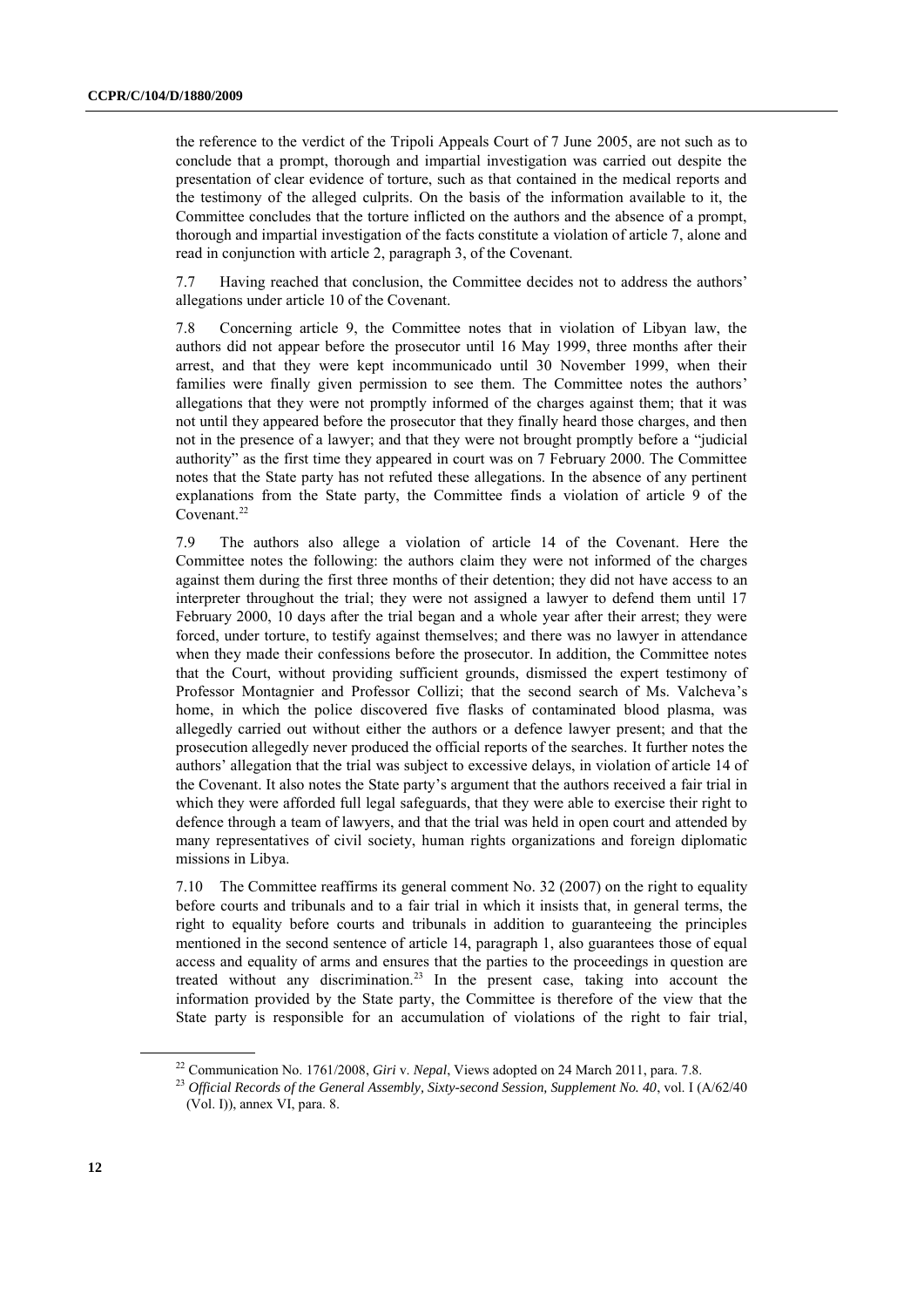the reference to the verdict of the Tripoli Appeals Court of 7 June 2005, are not such as to conclude that a prompt, thorough and impartial investigation was carried out despite the presentation of clear evidence of torture, such as that contained in the medical reports and the testimony of the alleged culprits. On the basis of the information available to it, the Committee concludes that the torture inflicted on the authors and the absence of a prompt, thorough and impartial investigation of the facts constitute a violation of article 7, alone and read in conjunction with article 2, paragraph 3, of the Covenant.

7.7 Having reached that conclusion, the Committee decides not to address the authors' allegations under article 10 of the Covenant.

7.8 Concerning article 9, the Committee notes that in violation of Libyan law, the authors did not appear before the prosecutor until 16 May 1999, three months after their arrest, and that they were kept incommunicado until 30 November 1999, when their families were finally given permission to see them. The Committee notes the authors' allegations that they were not promptly informed of the charges against them; that it was not until they appeared before the prosecutor that they finally heard those charges, and then not in the presence of a lawyer; and that they were not brought promptly before a "judicial authority" as the first time they appeared in court was on 7 February 2000. The Committee notes that the State party has not refuted these allegations. In the absence of any pertinent explanations from the State party, the Committee finds a violation of article 9 of the Covenant.[22]

7.9 The authors also allege a violation of article 14 of the Covenant. Here the Committee notes the following: the authors claim they were not informed of the charges against them during the first three months of their detention; they did not have access to an interpreter throughout the trial; they were not assigned a lawyer to defend them until 17 February 2000, 10 days after the trial began and a whole year after their arrest; they were forced, under torture, to testify against themselves; and there was no lawyer in attendance when they made their confessions before the prosecutor. In addition, the Committee notes that the Court, without providing sufficient grounds, dismissed the expert testimony of Professor Montagnier and Professor Collizi; that the second search of Ms. Valcheva's home, in which the police discovered five flasks of contaminated blood plasma, was allegedly carried out without either the authors or a defence lawyer present; and that the prosecution allegedly never produced the official reports of the searches. It further notes the authors' allegation that the trial was subject to excessive delays, in violation of article 14 of the Covenant. It also notes the State party's argument that the authors received a fair trial in which they were afforded full legal safeguards, that they were able to exercise their right to defence through a team of lawyers, and that the trial was held in open court and attended by many representatives of civil society, human rights organizations and foreign diplomatic missions in Libya.

7.10 The Committee reaffirms its general comment No. 32 (2007) on the right to equality before courts and tribunals and to a fair trial in which it insists that, in general terms, the right to equality before courts and tribunals in addition to guaranteeing the principles mentioned in the second sentence of article 14, paragraph 1, also guarantees those of equal access and equality of arms and ensures that the parties to the proceedings in question are treated without any discrimination.[23] In the present case, taking into account the information provided by the State party, the Committee is therefore of the view that the State party is responsible for an accumulation of violations of the right to fair trial,

---

[22] Communication No. 1761/2008, *Giri* v. *Nepal*, Views adopted on 24 March 2011, para. 7.8.

[23] *Official Records of the General Assembly, Sixty-second Session, Supplement No. 40*, vol. I (A/62/40 (Vol. I)), annex VI, para. 8.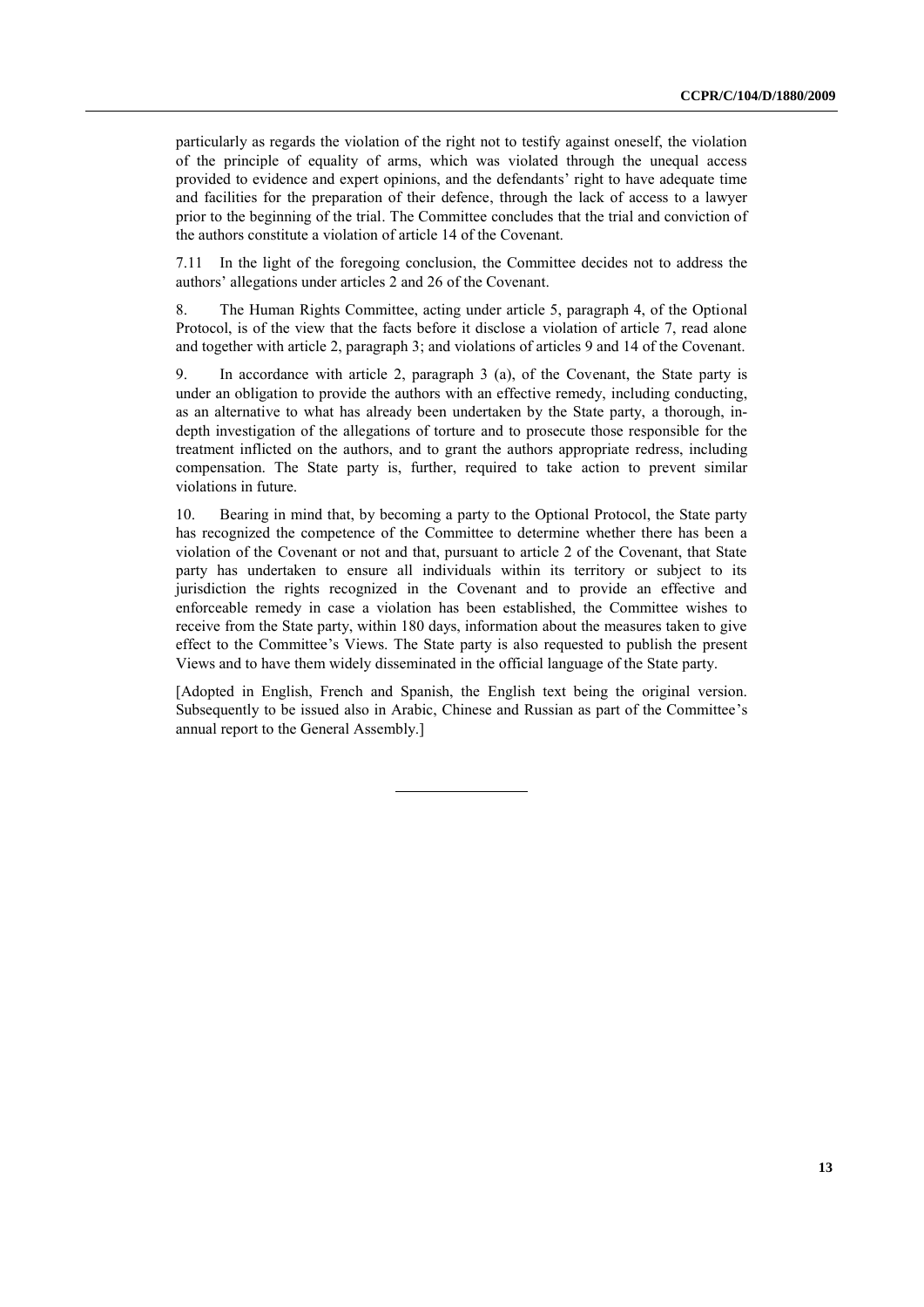particularly as regards the violation of the right not to testify against oneself, the violation of the principle of equality of arms, which was violated through the unequal access provided to evidence and expert opinions, and the defendants' right to have adequate time and facilities for the preparation of their defence, through the lack of access to a lawyer prior to the beginning of the trial. The Committee concludes that the trial and conviction of the authors constitute a violation of article 14 of the Covenant.

7.11 In the light of the foregoing conclusion, the Committee decides not to address the authors' allegations under articles 2 and 26 of the Covenant.

8. The Human Rights Committee, acting under article 5, paragraph 4, of the Optional Protocol, is of the view that the facts before it disclose a violation of article 7, read alone and together with article 2, paragraph 3; and violations of articles 9 and 14 of the Covenant.

9. In accordance with article 2, paragraph 3 (a), of the Covenant, the State party is under an obligation to provide the authors with an effective remedy, including conducting, as an alternative to what has already been undertaken by the State party, a thorough, in-depth investigation of the allegations of torture and to prosecute those responsible for the treatment inflicted on the authors, and to grant the authors appropriate redress, including compensation. The State party is, further, required to take action to prevent similar violations in future.

10. Bearing in mind that, by becoming a party to the Optional Protocol, the State party has recognized the competence of the Committee to determine whether there has been a violation of the Covenant or not and that, pursuant to article 2 of the Covenant, that State party has undertaken to ensure all individuals within its territory or subject to its jurisdiction the rights recognized in the Covenant and to provide an effective and enforceable remedy in case a violation has been established, the Committee wishes to receive from the State party, within 180 days, information about the measures taken to give effect to the Committee's Views. The State party is also requested to publish the present Views and to have them widely disseminated in the official language of the State party.

[Adopted in English, French and Spanish, the English text being the original version. Subsequently to be issued also in Arabic, Chinese and Russian as part of the Committee's annual report to the General Assembly.]